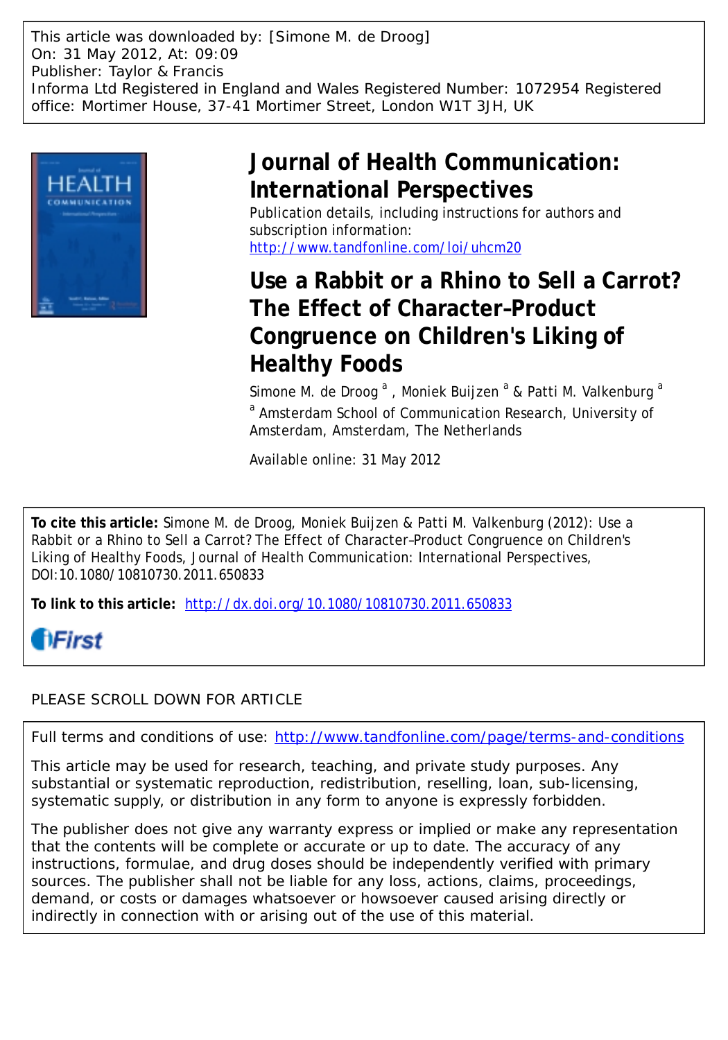This article was downloaded by: [Simone M. de Droog]
On: 31 May 2012, At: 09:09
Publisher: Taylor & Francis
Informa Ltd Registered in England and Wales Registered Number: 1072954 Registered office: Mortimer House, 37-41 Mortimer Street, London W1T 3JH, UK

# Journal of Health Communication: International Perspectives

Publication details, including instructions for authors and subscription information:
http://www.tandfonline.com/loi/uhcm20

# Use a Rabbit or a Rhino to Sell a Carrot? The Effect of Character–Product Congruence on Children's Liking of Healthy Foods

Simone M. de Droog [a], Moniek Buijzen [a] & Patti M. Valkenburg [a]

[a] Amsterdam School of Communication Research, University of Amsterdam, Amsterdam, The Netherlands

Available online: 31 May 2012

**To cite this article:** Simone M. de Droog, Moniek Buijzen & Patti M. Valkenburg (2012): Use a Rabbit or a Rhino to Sell a Carrot? The Effect of Character–Product Congruence on Children's Liking of Healthy Foods, Journal of Health Communication: International Perspectives, DOI:10.1080/10810730.2011.650833

**To link to this article:** http://dx.doi.org/10.1080/10810730.2011.650833

iFirst

PLEASE SCROLL DOWN FOR ARTICLE

Full terms and conditions of use: http://www.tandfonline.com/page/terms-and-conditions

This article may be used for research, teaching, and private study purposes. Any substantial or systematic reproduction, redistribution, reselling, loan, sub-licensing, systematic supply, or distribution in any form to anyone is expressly forbidden.

The publisher does not give any warranty express or implied or make any representation that the contents will be complete or accurate or up to date. The accuracy of any instructions, formulae, and drug doses should be independently verified with primary sources. The publisher shall not be liable for any loss, actions, claims, proceedings, demand, or costs or damages whatsoever or howsoever caused arising directly or indirectly in connection with or arising out of the use of this material.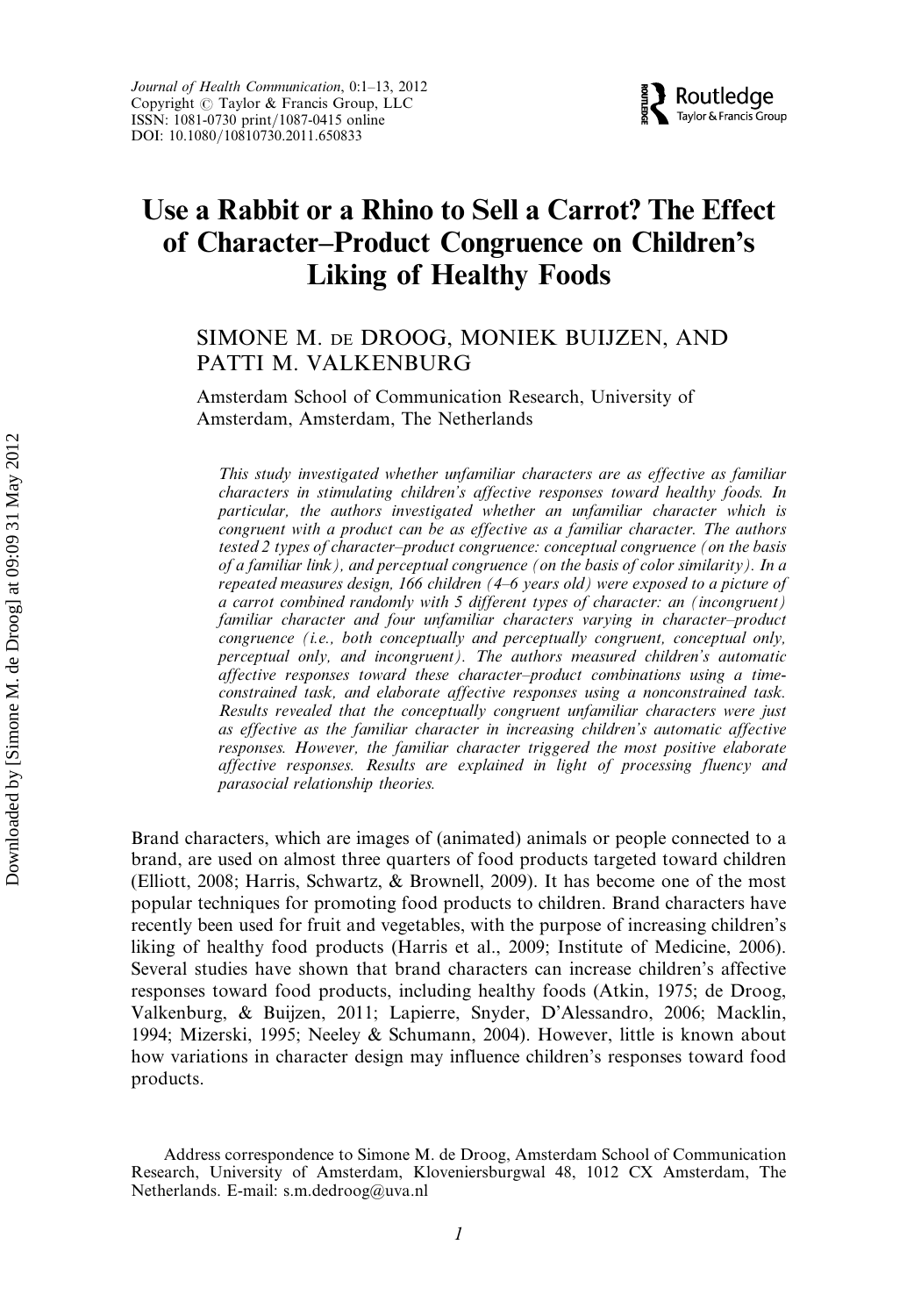# Use a Rabbit or a Rhino to Sell a Carrot? The Effect of Character–Product Congruence on Children's Liking of Healthy Foods

SIMONE M. DE DROOG, MONIEK BUIJZEN, AND PATTI M. VALKENBURG

Amsterdam School of Communication Research, University of Amsterdam, Amsterdam, The Netherlands

*This study investigated whether unfamiliar characters are as effective as familiar characters in stimulating children's affective responses toward healthy foods. In particular, the authors investigated whether an unfamiliar character which is congruent with a product can be as effective as a familiar character. The authors tested 2 types of character–product congruence: conceptual congruence (on the basis of a familiar link), and perceptual congruence (on the basis of color similarity). In a repeated measures design, 166 children (4–6 years old) were exposed to a picture of a carrot combined randomly with 5 different types of character: an (incongruent) familiar character and four unfamiliar characters varying in character–product congruence (i.e., both conceptually and perceptually congruent, conceptual only, perceptual only, and incongruent). The authors measured children's automatic affective responses toward these character–product combinations using a time-constrained task, and elaborate affective responses using a nonconstrained task. Results revealed that the conceptually congruent unfamiliar characters were just as effective as the familiar character in increasing children's automatic affective responses. However, the familiar character triggered the most positive elaborate affective responses. Results are explained in light of processing fluency and parasocial relationship theories.*

Brand characters, which are images of (animated) animals or people connected to a brand, are used on almost three quarters of food products targeted toward children (Elliott, 2008; Harris, Schwartz, & Brownell, 2009). It has become one of the most popular techniques for promoting food products to children. Brand characters have recently been used for fruit and vegetables, with the purpose of increasing children's liking of healthy food products (Harris et al., 2009; Institute of Medicine, 2006). Several studies have shown that brand characters can increase children's affective responses toward food products, including healthy foods (Atkin, 1975; de Droog, Valkenburg, & Buijzen, 2011; Lapierre, Snyder, D'Alessandro, 2006; Macklin, 1994; Mizerski, 1995; Neeley & Schumann, 2004). However, little is known about how variations in character design may influence children's responses toward food products.

Address correspondence to Simone M. de Droog, Amsterdam School of Communication Research, University of Amsterdam, Kloveniersburgwal 48, 1012 CX Amsterdam, The Netherlands. E-mail: s.m.dedroog@uva.nl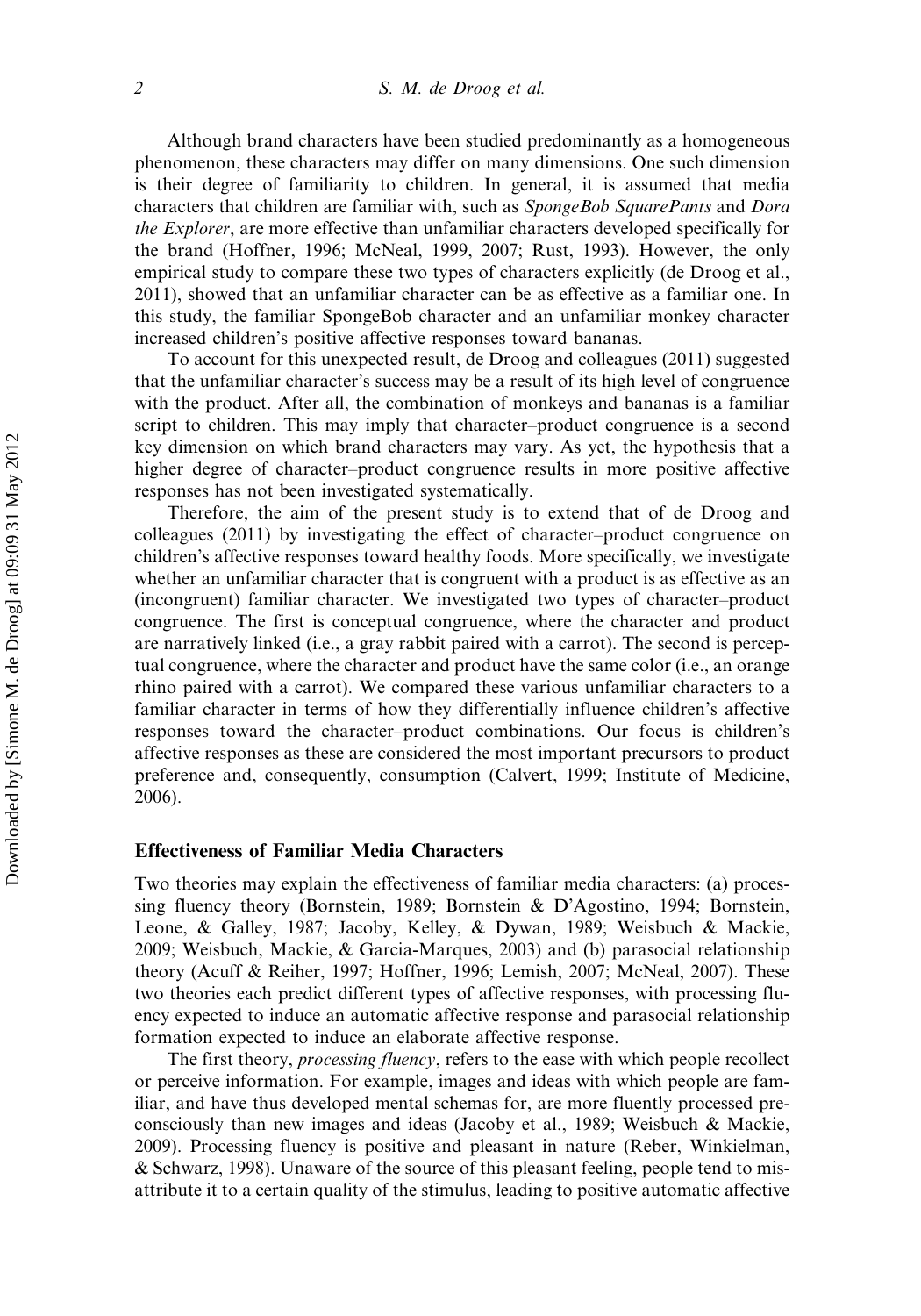Although brand characters have been studied predominantly as a homogeneous phenomenon, these characters may differ on many dimensions. One such dimension is their degree of familiarity to children. In general, it is assumed that media characters that children are familiar with, such as *SpongeBob SquarePants* and *Dora the Explorer*, are more effective than unfamiliar characters developed specifically for the brand (Hoffner, 1996; McNeal, 1999, 2007; Rust, 1993). However, the only empirical study to compare these two types of characters explicitly (de Droog et al., 2011), showed that an unfamiliar character can be as effective as a familiar one. In this study, the familiar SpongeBob character and an unfamiliar monkey character increased children's positive affective responses toward bananas.

To account for this unexpected result, de Droog and colleagues (2011) suggested that the unfamiliar character's success may be a result of its high level of congruence with the product. After all, the combination of monkeys and bananas is a familiar script to children. This may imply that character–product congruence is a second key dimension on which brand characters may vary. As yet, the hypothesis that a higher degree of character–product congruence results in more positive affective responses has not been investigated systematically.

Therefore, the aim of the present study is to extend that of de Droog and colleagues (2011) by investigating the effect of character–product congruence on children's affective responses toward healthy foods. More specifically, we investigate whether an unfamiliar character that is congruent with a product is as effective as an (incongruent) familiar character. We investigated two types of character–product congruence. The first is conceptual congruence, where the character and product are narratively linked (i.e., a gray rabbit paired with a carrot). The second is perceptual congruence, where the character and product have the same color (i.e., an orange rhino paired with a carrot). We compared these various unfamiliar characters to a familiar character in terms of how they differentially influence children's affective responses toward the character–product combinations. Our focus is children's affective responses as these are considered the most important precursors to product preference and, consequently, consumption (Calvert, 1999; Institute of Medicine, 2006).

## Effectiveness of Familiar Media Characters

Two theories may explain the effectiveness of familiar media characters: (a) processing fluency theory (Bornstein, 1989; Bornstein & D'Agostino, 1994; Bornstein, Leone, & Galley, 1987; Jacoby, Kelley, & Dywan, 1989; Weisbuch & Mackie, 2009; Weisbuch, Mackie, & Garcia-Marques, 2003) and (b) parasocial relationship theory (Acuff & Reiher, 1997; Hoffner, 1996; Lemish, 2007; McNeal, 2007). These two theories each predict different types of affective responses, with processing fluency expected to induce an automatic affective response and parasocial relationship formation expected to induce an elaborate affective response.

The first theory, *processing fluency*, refers to the ease with which people recollect or perceive information. For example, images and ideas with which people are familiar, and have thus developed mental schemas for, are more fluently processed preconsciously than new images and ideas (Jacoby et al., 1989; Weisbuch & Mackie, 2009). Processing fluency is positive and pleasant in nature (Reber, Winkielman, & Schwarz, 1998). Unaware of the source of this pleasant feeling, people tend to misattribute it to a certain quality of the stimulus, leading to positive automatic affective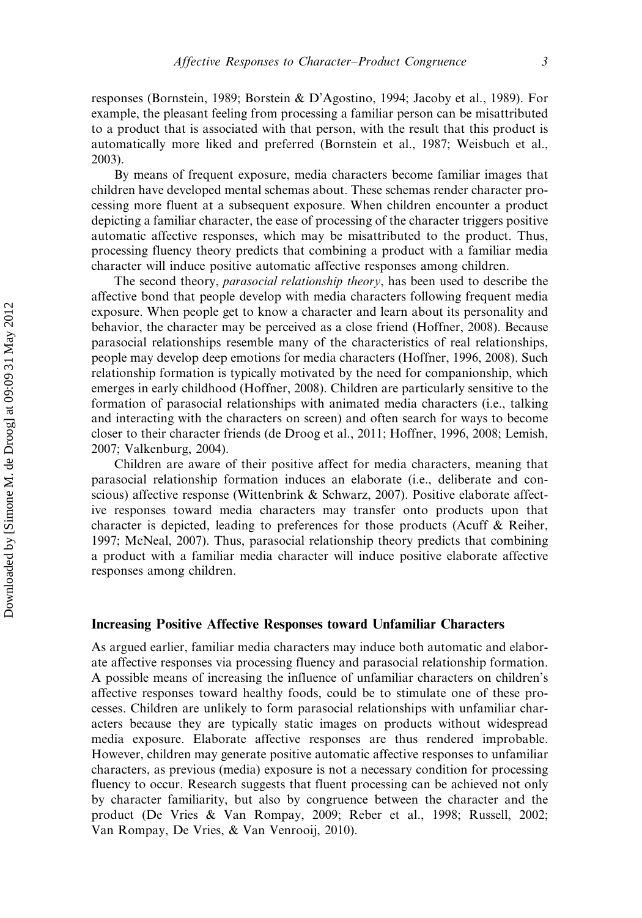responses (Bornstein, 1989; Borstein & D'Agostino, 1994; Jacoby et al., 1989). For example, the pleasant feeling from processing a familiar person can be misattributed to a product that is associated with that person, with the result that this product is automatically more liked and preferred (Bornstein et al., 1987; Weisbuch et al., 2003).

By means of frequent exposure, media characters become familiar images that children have developed mental schemas about. These schemas render character processing more fluent at a subsequent exposure. When children encounter a product depicting a familiar character, the ease of processing of the character triggers positive automatic affective responses, which may be misattributed to the product. Thus, processing fluency theory predicts that combining a product with a familiar media character will induce positive automatic affective responses among children.

The second theory, *parasocial relationship theory*, has been used to describe the affective bond that people develop with media characters following frequent media exposure. When people get to know a character and learn about its personality and behavior, the character may be perceived as a close friend (Hoffner, 2008). Because parasocial relationships resemble many of the characteristics of real relationships, people may develop deep emotions for media characters (Hoffner, 1996, 2008). Such relationship formation is typically motivated by the need for companionship, which emerges in early childhood (Hoffner, 2008). Children are particularly sensitive to the formation of parasocial relationships with animated media characters (i.e., talking and interacting with the characters on screen) and often search for ways to become closer to their character friends (de Droog et al., 2011; Hoffner, 1996, 2008; Lemish, 2007; Valkenburg, 2004).

Children are aware of their positive affect for media characters, meaning that parasocial relationship formation induces an elaborate (i.e., deliberate and conscious) affective response (Wittenbrink & Schwarz, 2007). Positive elaborate affective responses toward media characters may transfer onto products upon that character is depicted, leading to preferences for those products (Acuff & Reiher, 1997; McNeal, 2007). Thus, parasocial relationship theory predicts that combining a product with a familiar media character will induce positive elaborate affective responses among children.

## Increasing Positive Affective Responses toward Unfamiliar Characters

As argued earlier, familiar media characters may induce both automatic and elaborate affective responses via processing fluency and parasocial relationship formation. A possible means of increasing the influence of unfamiliar characters on children's affective responses toward healthy foods, could be to stimulate one of these processes. Children are unlikely to form parasocial relationships with unfamiliar characters because they are typically static images on products without widespread media exposure. Elaborate affective responses are thus rendered improbable. However, children may generate positive automatic affective responses to unfamiliar characters, as previous (media) exposure is not a necessary condition for processing fluency to occur. Research suggests that fluent processing can be achieved not only by character familiarity, but also by congruence between the character and the product (De Vries & Van Rompay, 2009; Reber et al., 1998; Russell, 2002; Van Rompay, De Vries, & Van Venrooij, 2010).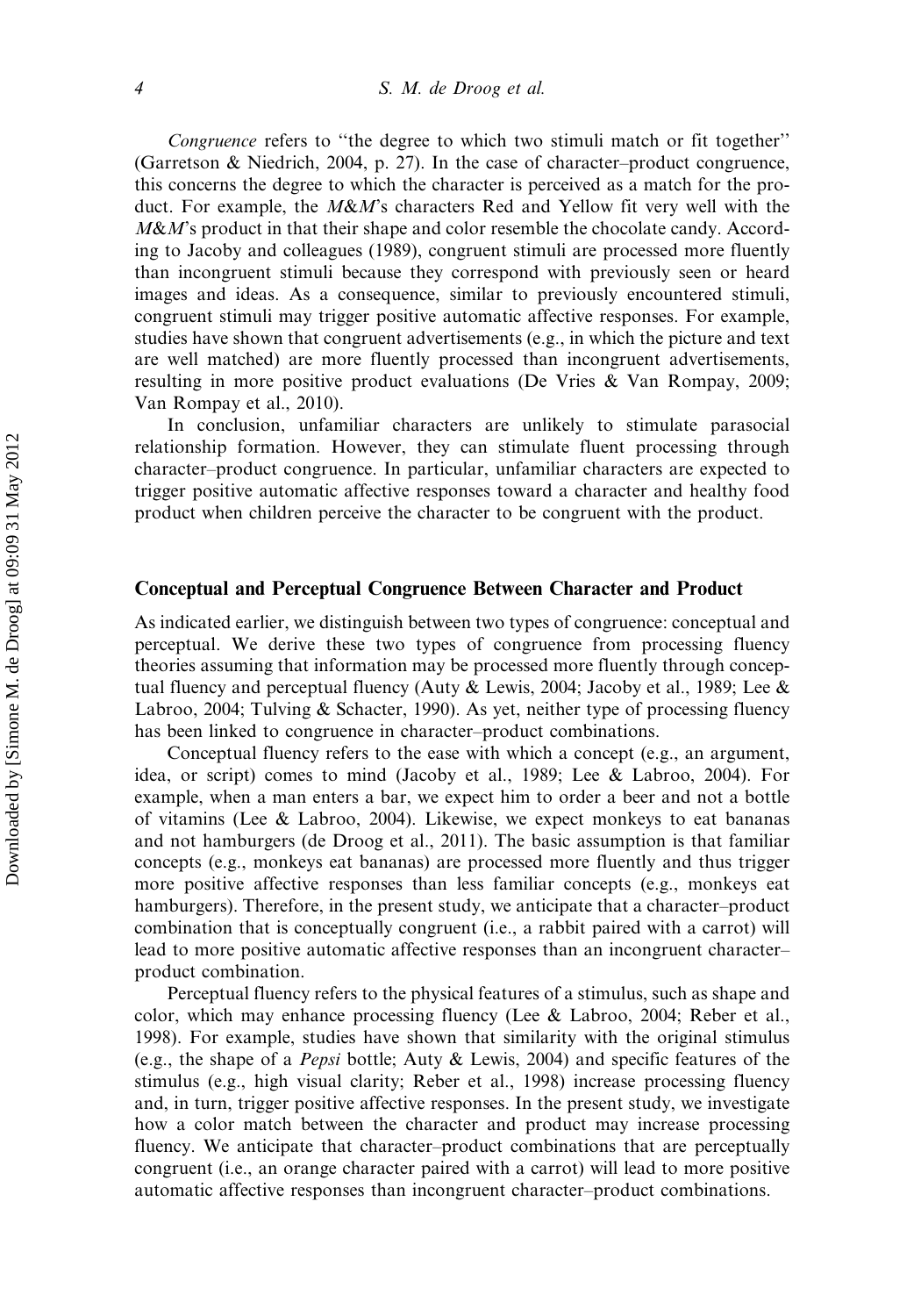*Congruence* refers to "the degree to which two stimuli match or fit together" (Garretson & Niedrich, 2004, p. 27). In the case of character–product congruence, this concerns the degree to which the character is perceived as a match for the product. For example, the *M&M*'s characters Red and Yellow fit very well with the *M&M*'s product in that their shape and color resemble the chocolate candy. According to Jacoby and colleagues (1989), congruent stimuli are processed more fluently than incongruent stimuli because they correspond with previously seen or heard images and ideas. As a consequence, similar to previously encountered stimuli, congruent stimuli may trigger positive automatic affective responses. For example, studies have shown that congruent advertisements (e.g., in which the picture and text are well matched) are more fluently processed than incongruent advertisements, resulting in more positive product evaluations (De Vries & Van Rompay, 2009; Van Rompay et al., 2010).

In conclusion, unfamiliar characters are unlikely to stimulate parasocial relationship formation. However, they can stimulate fluent processing through character–product congruence. In particular, unfamiliar characters are expected to trigger positive automatic affective responses toward a character and healthy food product when children perceive the character to be congruent with the product.

## Conceptual and Perceptual Congruence Between Character and Product

As indicated earlier, we distinguish between two types of congruence: conceptual and perceptual. We derive these two types of congruence from processing fluency theories assuming that information may be processed more fluently through conceptual fluency and perceptual fluency (Auty & Lewis, 2004; Jacoby et al., 1989; Lee & Labroo, 2004; Tulving & Schacter, 1990). As yet, neither type of processing fluency has been linked to congruence in character–product combinations.

Conceptual fluency refers to the ease with which a concept (e.g., an argument, idea, or script) comes to mind (Jacoby et al., 1989; Lee & Labroo, 2004). For example, when a man enters a bar, we expect him to order a beer and not a bottle of vitamins (Lee & Labroo, 2004). Likewise, we expect monkeys to eat bananas and not hamburgers (de Droog et al., 2011). The basic assumption is that familiar concepts (e.g., monkeys eat bananas) are processed more fluently and thus trigger more positive affective responses than less familiar concepts (e.g., monkeys eat hamburgers). Therefore, in the present study, we anticipate that a character–product combination that is conceptually congruent (i.e., a rabbit paired with a carrot) will lead to more positive automatic affective responses than an incongruent character–product combination.

Perceptual fluency refers to the physical features of a stimulus, such as shape and color, which may enhance processing fluency (Lee & Labroo, 2004; Reber et al., 1998). For example, studies have shown that similarity with the original stimulus (e.g., the shape of a *Pepsi* bottle; Auty & Lewis, 2004) and specific features of the stimulus (e.g., high visual clarity; Reber et al., 1998) increase processing fluency and, in turn, trigger positive affective responses. In the present study, we investigate how a color match between the character and product may increase processing fluency. We anticipate that character–product combinations that are perceptually congruent (i.e., an orange character paired with a carrot) will lead to more positive automatic affective responses than incongruent character–product combinations.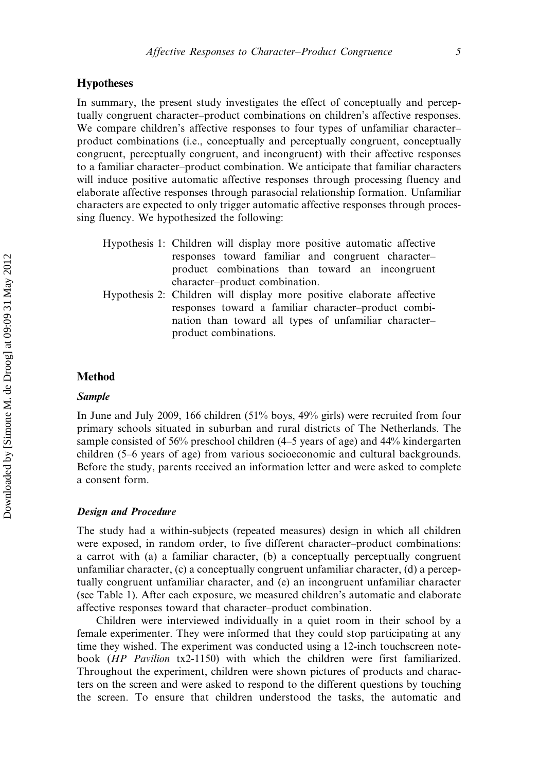## Hypotheses

In summary, the present study investigates the effect of conceptually and perceptually congruent character–product combinations on children's affective responses. We compare children's affective responses to four types of unfamiliar character–product combinations (i.e., conceptually and perceptually congruent, conceptually congruent, perceptually congruent, and incongruent) with their affective responses to a familiar character–product combination. We anticipate that familiar characters will induce positive automatic affective responses through processing fluency and elaborate affective responses through parasocial relationship formation. Unfamiliar characters are expected to only trigger automatic affective responses through processing fluency. We hypothesized the following:

Hypothesis 1: Children will display more positive automatic affective responses toward familiar and congruent character–product combinations than toward an incongruent character–product combination.

Hypothesis 2: Children will display more positive elaborate affective responses toward a familiar character–product combination than toward all types of unfamiliar character–product combinations.

## Method

### *Sample*

In June and July 2009, 166 children (51% boys, 49% girls) were recruited from four primary schools situated in suburban and rural districts of The Netherlands. The sample consisted of 56% preschool children (4–5 years of age) and 44% kindergarten children (5–6 years of age) from various socioeconomic and cultural backgrounds. Before the study, parents received an information letter and were asked to complete a consent form.

### *Design and Procedure*

The study had a within-subjects (repeated measures) design in which all children were exposed, in random order, to five different character–product combinations: a carrot with (a) a familiar character, (b) a conceptually perceptually congruent unfamiliar character, (c) a conceptually congruent unfamiliar character, (d) a perceptually congruent unfamiliar character, and (e) an incongruent unfamiliar character (see Table 1). After each exposure, we measured children's automatic and elaborate affective responses toward that character–product combination.

Children were interviewed individually in a quiet room in their school by a female experimenter. They were informed that they could stop participating at any time they wished. The experiment was conducted using a 12-inch touchscreen notebook (*HP Pavilion* tx2-1150) with which the children were first familiarized. Throughout the experiment, children were shown pictures of products and characters on the screen and were asked to respond to the different questions by touching the screen. To ensure that children understood the tasks, the automatic and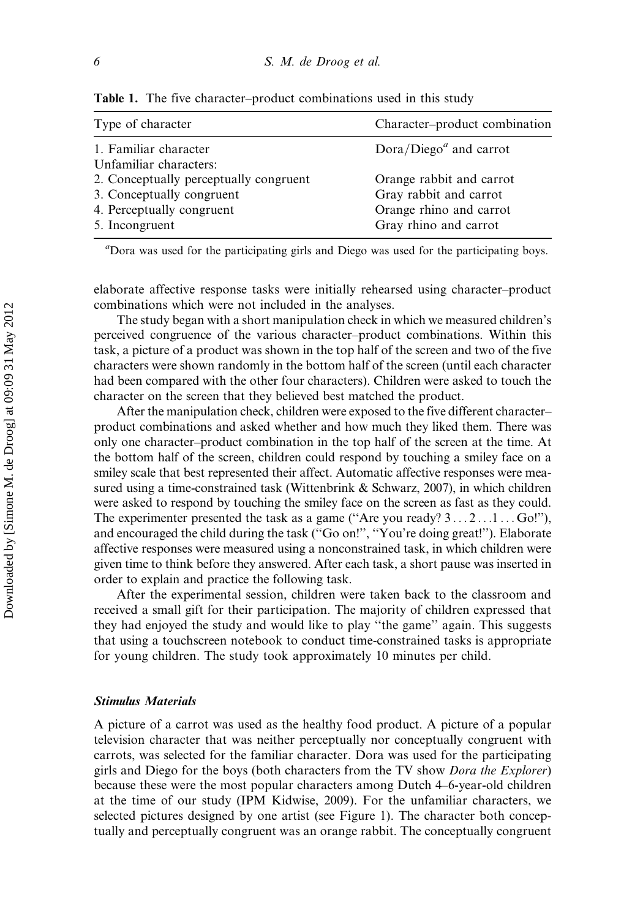**Table 1.** The five character–product combinations used in this study

| Type of character | Character–product combination |
| --- | --- |
| 1. Familiar character | Dora/Diego[a] and carrot |
| Unfamiliar characters: | |
| 2. Conceptually perceptually congruent | Orange rabbit and carrot |
| 3. Conceptually congruent | Gray rabbit and carrot |
| 4. Perceptually congruent | Orange rhino and carrot |
| 5. Incongruent | Gray rhino and carrot |

[a]Dora was used for the participating girls and Diego was used for the participating boys.

elaborate affective response tasks were initially rehearsed using character–product combinations which were not included in the analyses.

The study began with a short manipulation check in which we measured children's perceived congruence of the various character–product combinations. Within this task, a picture of a product was shown in the top half of the screen and two of the five characters were shown randomly in the bottom half of the screen (until each character had been compared with the other four characters). Children were asked to touch the character on the screen that they believed best matched the product.

After the manipulation check, children were exposed to the five different character–product combinations and asked whether and how much they liked them. There was only one character–product combination in the top half of the screen at the time. At the bottom half of the screen, children could respond by touching a smiley face on a smiley scale that best represented their affect. Automatic affective responses were measured using a time-constrained task (Wittenbrink & Schwarz, 2007), in which children were asked to respond by touching the smiley face on the screen as fast as they could. The experimenter presented the task as a game ("Are you ready? 3 ... 2 ... 1 ... Go!"), and encouraged the child during the task ("Go on!", "You're doing great!"). Elaborate affective responses were measured using a nonconstrained task, in which children were given time to think before they answered. After each task, a short pause was inserted in order to explain and practice the following task.

After the experimental session, children were taken back to the classroom and received a small gift for their participation. The majority of children expressed that they had enjoyed the study and would like to play "the game" again. This suggests that using a touchscreen notebook to conduct time-constrained tasks is appropriate for young children. The study took approximately 10 minutes per child.

### *Stimulus Materials*

A picture of a carrot was used as the healthy food product. A picture of a popular television character that was neither perceptually nor conceptually congruent with carrots, was selected for the familiar character. Dora was used for the participating girls and Diego for the boys (both characters from the TV show *Dora the Explorer*) because these were the most popular characters among Dutch 4–6-year-old children at the time of our study (IPM Kidwise, 2009). For the unfamiliar characters, we selected pictures designed by one artist (see Figure 1). The character both conceptually and perceptually congruent was an orange rabbit. The conceptually congruent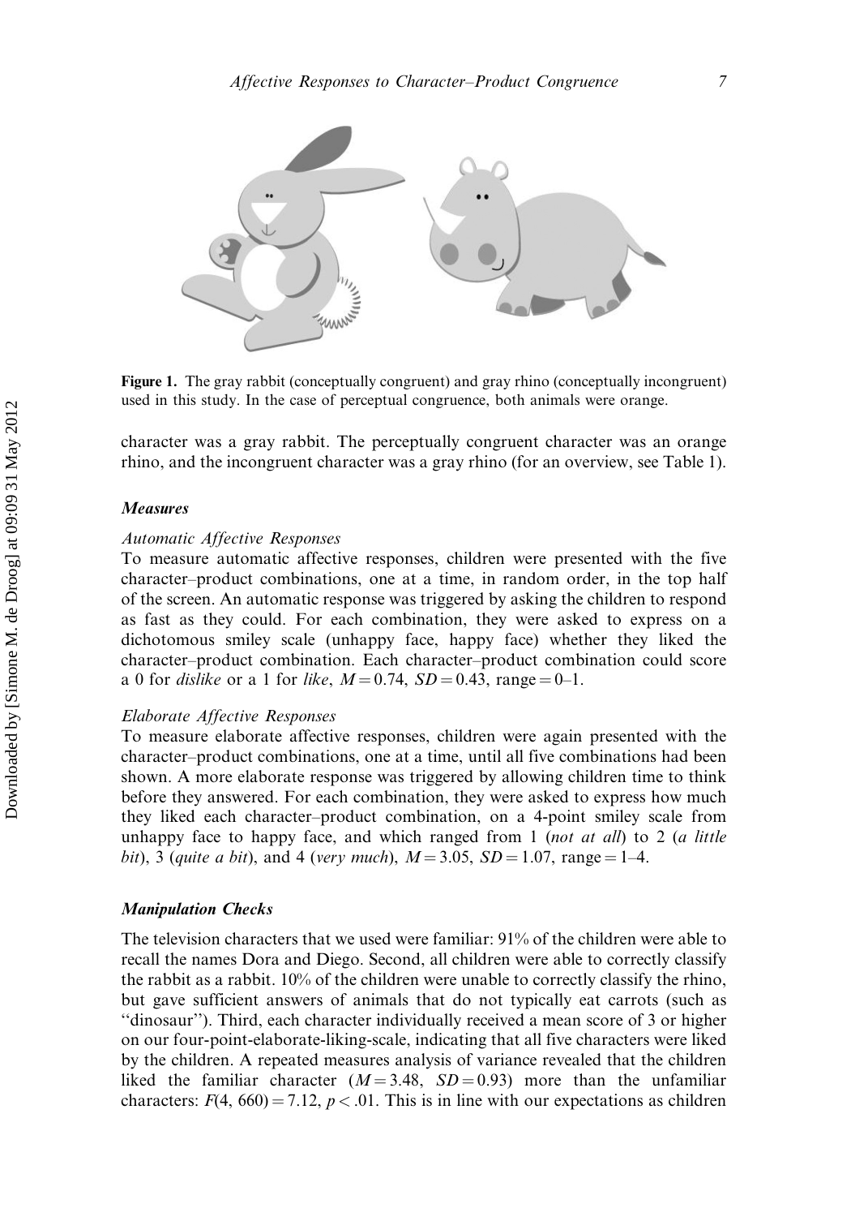**Figure 1.** The gray rabbit (conceptually congruent) and gray rhino (conceptually incongruent) used in this study. In the case of perceptual congruence, both animals were orange.

character was a gray rabbit. The perceptually congruent character was an orange rhino, and the incongruent character was a gray rhino (for an overview, see Table 1).

### Measures

#### *Automatic Affective Responses*

To measure automatic affective responses, children were presented with the five character–product combinations, one at a time, in random order, in the top half of the screen. An automatic response was triggered by asking the children to respond as fast as they could. For each combination, they were asked to express on a dichotomous smiley scale (unhappy face, happy face) whether they liked the character–product combination. Each character–product combination could score a 0 for *dislike* or a 1 for *like*, $M = 0.74$, $SD = 0.43$, range = 0–1.

#### *Elaborate Affective Responses*

To measure elaborate affective responses, children were again presented with the character–product combinations, one at a time, until all five combinations had been shown. A more elaborate response was triggered by allowing children time to think before they answered. For each combination, they were asked to express how much they liked each character–product combination, on a 4-point smiley scale from unhappy face to happy face, and which ranged from 1 (*not at all*) to 2 (*a little bit*), 3 (*quite a bit*), and 4 (*very much*), $M = 3.05$, $SD = 1.07$, range = 1–4.

### Manipulation Checks

The television characters that we used were familiar: 91% of the children were able to recall the names Dora and Diego. Second, all children were able to correctly classify the rabbit as a rabbit. 10% of the children were unable to correctly classify the rhino, but gave sufficient answers of animals that do not typically eat carrots (such as "dinosaur"). Third, each character individually received a mean score of 3 or higher on our four-point-elaborate-liking-scale, indicating that all five characters were liked by the children. A repeated measures analysis of variance revealed that the children liked the familiar character ($M = 3.48$, $SD = 0.93$) more than the unfamiliar characters: $F(4, 660) = 7.12$, $p < .01$. This is in line with our expectations as children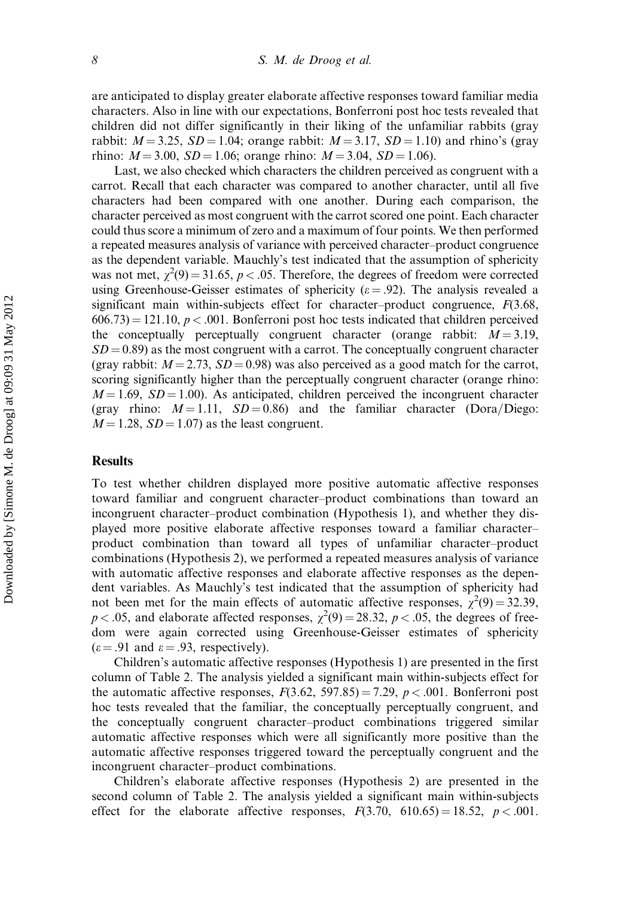are anticipated to display greater elaborate affective responses toward familiar media characters. Also in line with our expectations, Bonferroni post hoc tests revealed that children did not differ significantly in their liking of the unfamiliar rabbits (gray rabbit: $M = 3.25$, $SD = 1.04$; orange rabbit: $M = 3.17$, $SD = 1.10$) and rhino's (gray rhino: $M = 3.00$, $SD = 1.06$; orange rhino: $M = 3.04$, $SD = 1.06$).

Last, we also checked which characters the children perceived as congruent with a carrot. Recall that each character was compared to another character, until all five characters had been compared with one another. During each comparison, the character perceived as most congruent with the carrot scored one point. Each character could thus score a minimum of zero and a maximum of four points. We then performed a repeated measures analysis of variance with perceived character–product congruence as the dependent variable. Mauchly's test indicated that the assumption of sphericity was not met, $\chi^2(9) = 31.65$, $p < .05$. Therefore, the degrees of freedom were corrected using Greenhouse-Geisser estimates of sphericity ($\varepsilon = .92$). The analysis revealed a significant main within-subjects effect for character–product congruence, $F(3.68, 606.73) = 121.10$, $p < .001$. Bonferroni post hoc tests indicated that children perceived the conceptually perceptually congruent character (orange rabbit: $M = 3.19$, $SD = 0.89$) as the most congruent with a carrot. The conceptually congruent character (gray rabbit: $M = 2.73$, $SD = 0.98$) was also perceived as a good match for the carrot, scoring significantly higher than the perceptually congruent character (orange rhino: $M = 1.69$, $SD = 1.00$). As anticipated, children perceived the incongruent character (gray rhino: $M = 1.11$, $SD = 0.86$) and the familiar character (Dora/Diego: $M = 1.28$, $SD = 1.07$) as the least congruent.

## Results

To test whether children displayed more positive automatic affective responses toward familiar and congruent character–product combinations than toward an incongruent character–product combination (Hypothesis 1), and whether they displayed more positive elaborate affective responses toward a familiar character–product combination than toward all types of unfamiliar character–product combinations (Hypothesis 2), we performed a repeated measures analysis of variance with automatic affective responses and elaborate affective responses as the dependent variables. As Mauchly's test indicated that the assumption of sphericity had not been met for the main effects of automatic affective responses, $\chi^2(9) = 32.39$, $p < .05$, and elaborate affected responses, $\chi^2(9) = 28.32$, $p < .05$, the degrees of freedom were again corrected using Greenhouse-Geisser estimates of sphericity ($\varepsilon = .91$ and $\varepsilon = .93$, respectively).

Children's automatic affective responses (Hypothesis 1) are presented in the first column of Table 2. The analysis yielded a significant main within-subjects effect for the automatic affective responses, $F(3.62, 597.85) = 7.29$, $p < .001$. Bonferroni post hoc tests revealed that the familiar, the conceptually perceptually congruent, and the conceptually congruent character–product combinations triggered similar automatic affective responses which were all significantly more positive than the automatic affective responses triggered toward the perceptually congruent and the incongruent character–product combinations.

Children's elaborate affective responses (Hypothesis 2) are presented in the second column of Table 2. The analysis yielded a significant main within-subjects effect for the elaborate affective responses, $F(3.70, 610.65) = 18.52$, $p < .001$.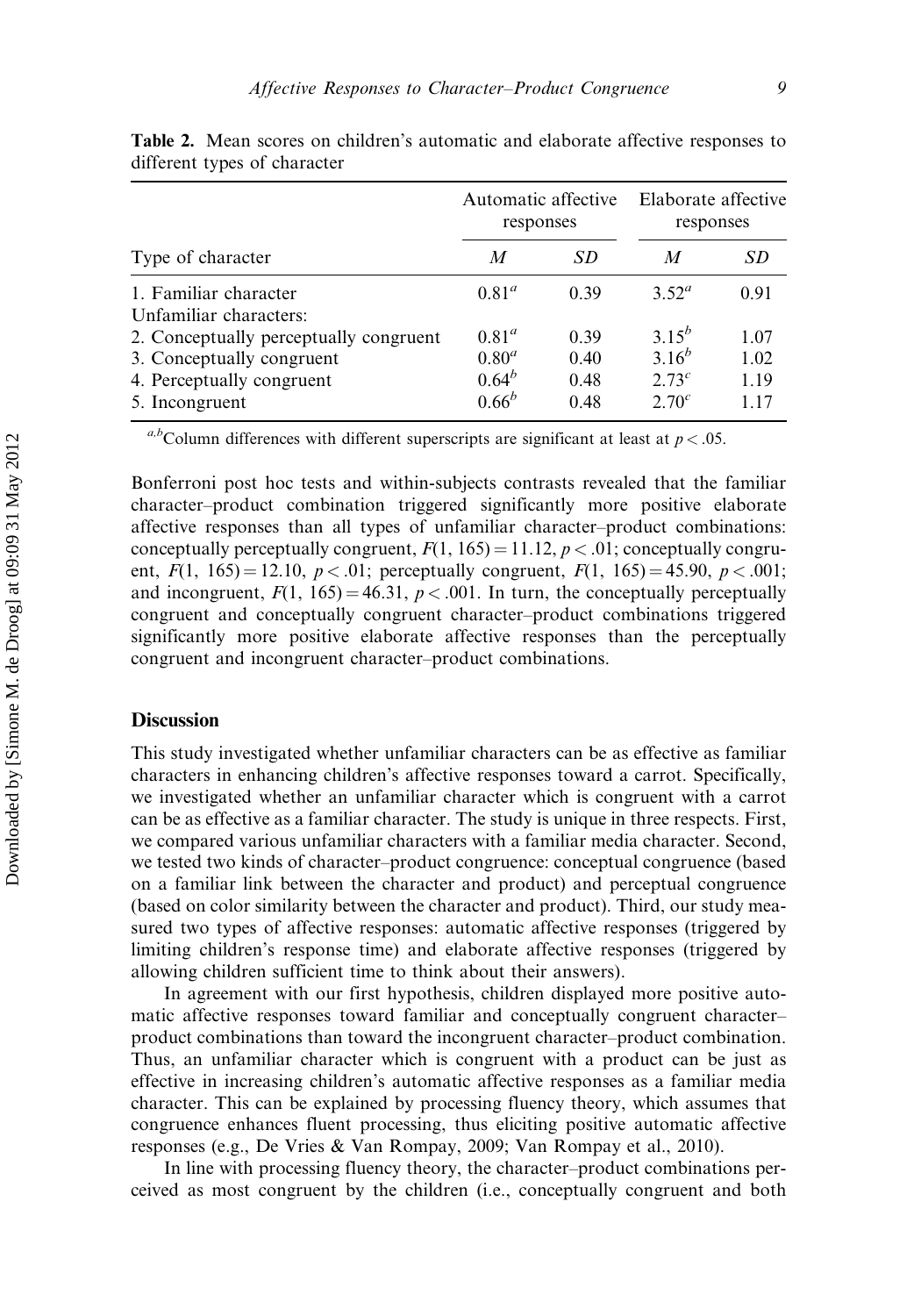**Table 2.** Mean scores on children's automatic and elaborate affective responses to different types of character

| Type of character | Automatic affective responses | | Elaborate affective responses | |
|---|---|---|---|---|
| | *M* | *SD* | *M* | *SD* |
| 1. Familiar character | $0.81^a$ | 0.39 | $3.52^a$ | 0.91 |
| Unfamiliar characters: | | | | |
| 2. Conceptually perceptually congruent | $0.81^a$ | 0.39 | $3.15^b$ | 1.07 |
| 3. Conceptually congruent | $0.80^a$ | 0.40 | $3.16^b$ | 1.02 |
| 4. Perceptually congruent | $0.64^b$ | 0.48 | $2.73^c$ | 1.19 |
| 5. Incongruent | $0.66^b$ | 0.48 | $2.70^c$ | 1.17 |

$^{a,b}$Column differences with different superscripts are significant at least at $p < .05$.

Bonferroni post hoc tests and within-subjects contrasts revealed that the familiar character–product combination triggered significantly more positive elaborate affective responses than all types of unfamiliar character–product combinations: conceptually perceptually congruent, $F(1, 165) = 11.12$, $p < .01$; conceptually congruent, $F(1, 165) = 12.10$, $p < .01$; perceptually congruent, $F(1, 165) = 45.90$, $p < .001$; and incongruent, $F(1, 165) = 46.31$, $p < .001$. In turn, the conceptually perceptually congruent and conceptually congruent character–product combinations triggered significantly more positive elaborate affective responses than the perceptually congruent and incongruent character–product combinations.

## Discussion

This study investigated whether unfamiliar characters can be as effective as familiar characters in enhancing children's affective responses toward a carrot. Specifically, we investigated whether an unfamiliar character which is congruent with a carrot can be as effective as a familiar character. The study is unique in three respects. First, we compared various unfamiliar characters with a familiar media character. Second, we tested two kinds of character–product congruence: conceptual congruence (based on a familiar link between the character and product) and perceptual congruence (based on color similarity between the character and product). Third, our study measured two types of affective responses: automatic affective responses (triggered by limiting children's response time) and elaborate affective responses (triggered by allowing children sufficient time to think about their answers).

In agreement with our first hypothesis, children displayed more positive automatic affective responses toward familiar and conceptually congruent character–product combinations than toward the incongruent character–product combination. Thus, an unfamiliar character which is congruent with a product can be just as effective in increasing children's automatic affective responses as a familiar media character. This can be explained by processing fluency theory, which assumes that congruence enhances fluent processing, thus eliciting positive automatic affective responses (e.g., De Vries & Van Rompay, 2009; Van Rompay et al., 2010).

In line with processing fluency theory, the character–product combinations perceived as most congruent by the children (i.e., conceptually congruent and both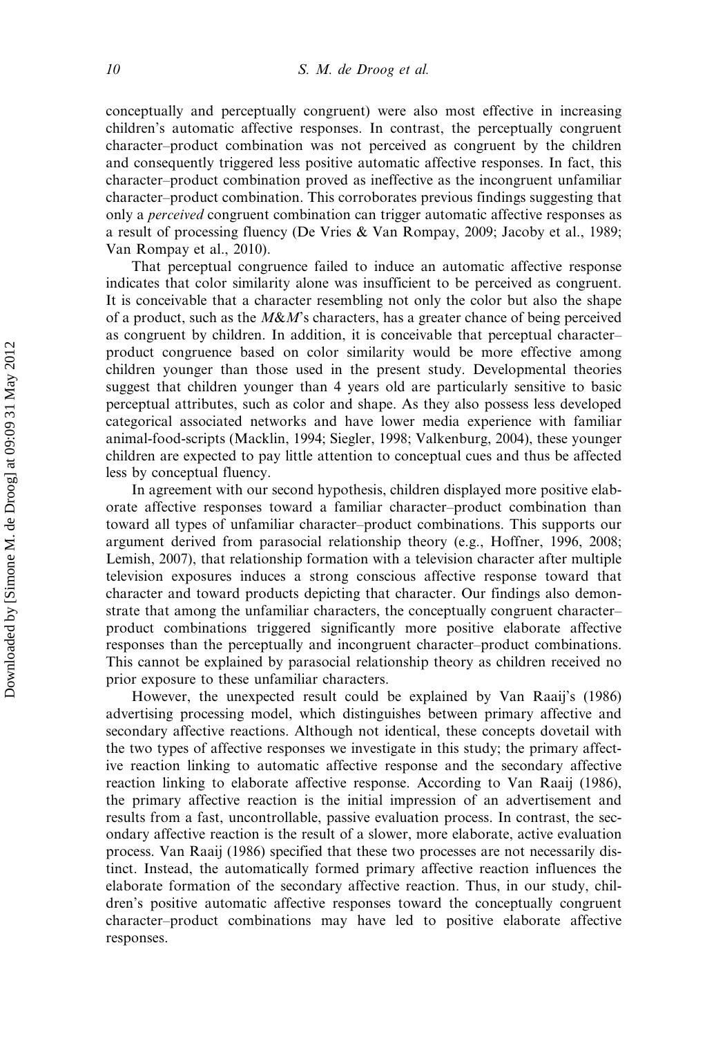conceptually and perceptually congruent) were also most effective in increasing children's automatic affective responses. In contrast, the perceptually congruent character–product combination was not perceived as congruent by the children and consequently triggered less positive automatic affective responses. In fact, this character–product combination proved as ineffective as the incongruent unfamiliar character–product combination. This corroborates previous findings suggesting that only a *perceived* congruent combination can trigger automatic affective responses as a result of processing fluency (De Vries & Van Rompay, 2009; Jacoby et al., 1989; Van Rompay et al., 2010).

That perceptual congruence failed to induce an automatic affective response indicates that color similarity alone was insufficient to be perceived as congruent. It is conceivable that a character resembling not only the color but also the shape of a product, such as the *M&M*'s characters, has a greater chance of being perceived as congruent by children. In addition, it is conceivable that perceptual character–product congruence based on color similarity would be more effective among children younger than those used in the present study. Developmental theories suggest that children younger than 4 years old are particularly sensitive to basic perceptual attributes, such as color and shape. As they also possess less developed categorical associated networks and have lower media experience with familiar animal-food-scripts (Macklin, 1994; Siegler, 1998; Valkenburg, 2004), these younger children are expected to pay little attention to conceptual cues and thus be affected less by conceptual fluency.

In agreement with our second hypothesis, children displayed more positive elaborate affective responses toward a familiar character–product combination than toward all types of unfamiliar character–product combinations. This supports our argument derived from parasocial relationship theory (e.g., Hoffner, 1996, 2008; Lemish, 2007), that relationship formation with a television character after multiple television exposures induces a strong conscious affective response toward that character and toward products depicting that character. Our findings also demonstrate that among the unfamiliar characters, the conceptually congruent character–product combinations triggered significantly more positive elaborate affective responses than the perceptually and incongruent character–product combinations. This cannot be explained by parasocial relationship theory as children received no prior exposure to these unfamiliar characters.

However, the unexpected result could be explained by Van Raaij's (1986) advertising processing model, which distinguishes between primary affective and secondary affective reactions. Although not identical, these concepts dovetail with the two types of affective responses we investigate in this study; the primary affective reaction linking to automatic affective response and the secondary affective reaction linking to elaborate affective response. According to Van Raaij (1986), the primary affective reaction is the initial impression of an advertisement and results from a fast, uncontrollable, passive evaluation process. In contrast, the secondary affective reaction is the result of a slower, more elaborate, active evaluation process. Van Raaij (1986) specified that these two processes are not necessarily distinct. Instead, the automatically formed primary affective reaction influences the elaborate formation of the secondary affective reaction. Thus, in our study, children's positive automatic affective responses toward the conceptually congruent character–product combinations may have led to positive elaborate affective responses.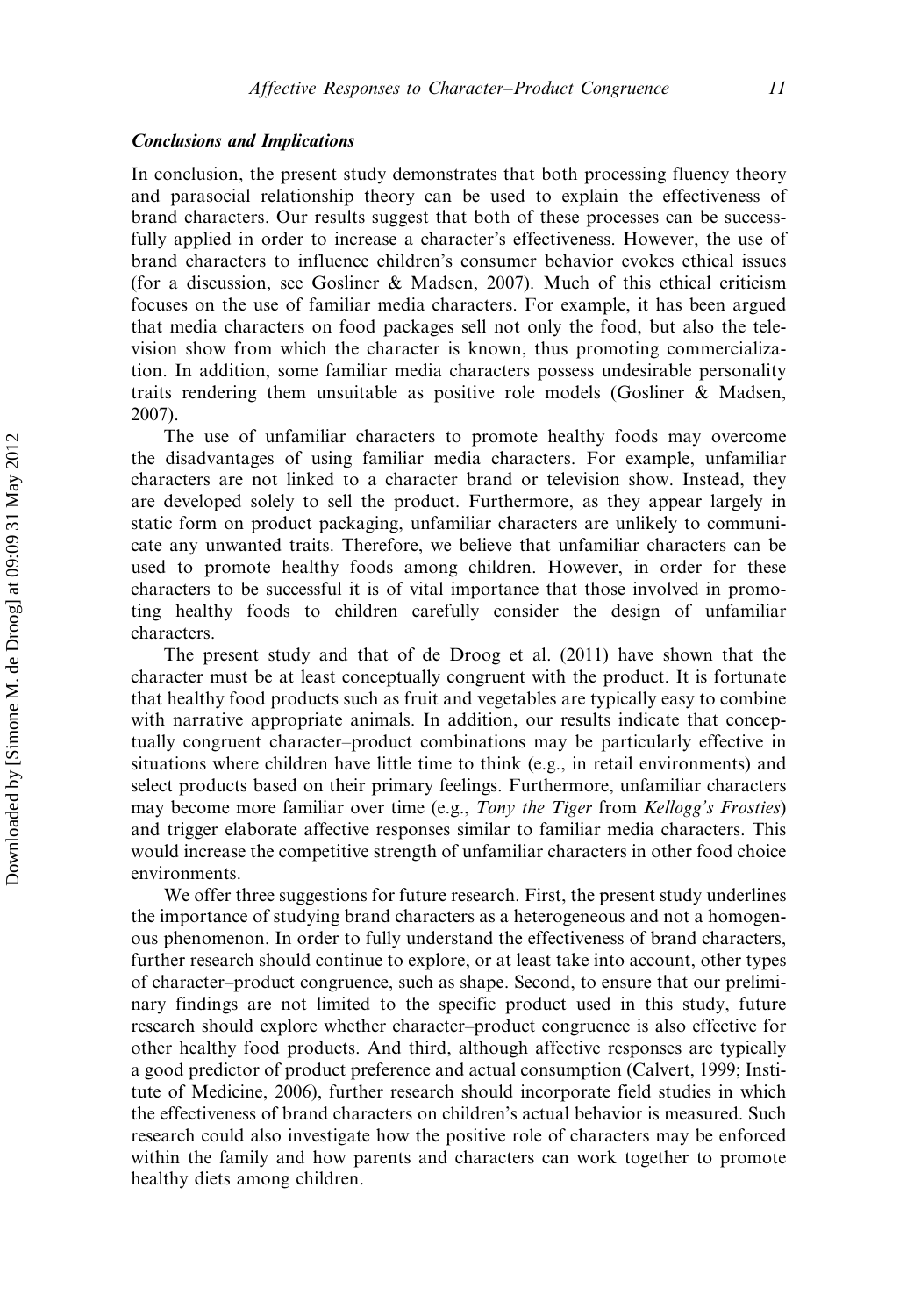### *Conclusions and Implications*

In conclusion, the present study demonstrates that both processing fluency theory and parasocial relationship theory can be used to explain the effectiveness of brand characters. Our results suggest that both of these processes can be successfully applied in order to increase a character's effectiveness. However, the use of brand characters to influence children's consumer behavior evokes ethical issues (for a discussion, see Gosliner & Madsen, 2007). Much of this ethical criticism focuses on the use of familiar media characters. For example, it has been argued that media characters on food packages sell not only the food, but also the television show from which the character is known, thus promoting commercialization. In addition, some familiar media characters possess undesirable personality traits rendering them unsuitable as positive role models (Gosliner & Madsen, 2007).

The use of unfamiliar characters to promote healthy foods may overcome the disadvantages of using familiar media characters. For example, unfamiliar characters are not linked to a character brand or television show. Instead, they are developed solely to sell the product. Furthermore, as they appear largely in static form on product packaging, unfamiliar characters are unlikely to communicate any unwanted traits. Therefore, we believe that unfamiliar characters can be used to promote healthy foods among children. However, in order for these characters to be successful it is of vital importance that those involved in promoting healthy foods to children carefully consider the design of unfamiliar characters.

The present study and that of de Droog et al. (2011) have shown that the character must be at least conceptually congruent with the product. It is fortunate that healthy food products such as fruit and vegetables are typically easy to combine with narrative appropriate animals. In addition, our results indicate that conceptually congruent character–product combinations may be particularly effective in situations where children have little time to think (e.g., in retail environments) and select products based on their primary feelings. Furthermore, unfamiliar characters may become more familiar over time (e.g., *Tony the Tiger* from *Kellogg's Frosties*) and trigger elaborate affective responses similar to familiar media characters. This would increase the competitive strength of unfamiliar characters in other food choice environments.

We offer three suggestions for future research. First, the present study underlines the importance of studying brand characters as a heterogeneous and not a homogenous phenomenon. In order to fully understand the effectiveness of brand characters, further research should continue to explore, or at least take into account, other types of character–product congruence, such as shape. Second, to ensure that our preliminary findings are not limited to the specific product used in this study, future research should explore whether character–product congruence is also effective for other healthy food products. And third, although affective responses are typically a good predictor of product preference and actual consumption (Calvert, 1999; Institute of Medicine, 2006), further research should incorporate field studies in which the effectiveness of brand characters on children's actual behavior is measured. Such research could also investigate how the positive role of characters may be enforced within the family and how parents and characters can work together to promote healthy diets among children.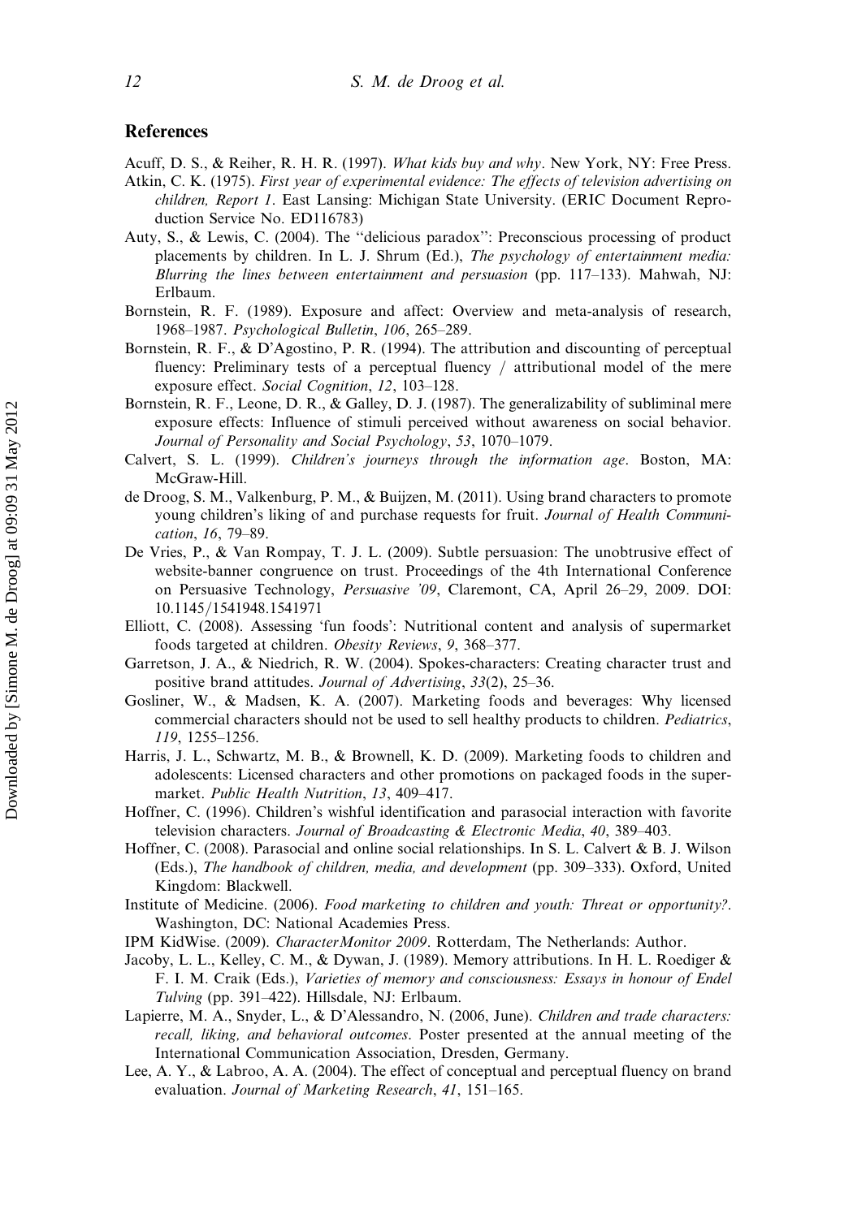## References

Acuff, D. S., & Reiher, R. H. R. (1997). *What kids buy and why*. New York, NY: Free Press.

Atkin, C. K. (1975). *First year of experimental evidence: The effects of television advertising on children, Report 1*. East Lansing: Michigan State University. (ERIC Document Reproduction Service No. ED116783)

Auty, S., & Lewis, C. (2004). The ''delicious paradox'': Preconscious processing of product placements by children. In L. J. Shrum (Ed.), *The psychology of entertainment media: Blurring the lines between entertainment and persuasion* (pp. 117–133). Mahwah, NJ: Erlbaum.

Bornstein, R. F. (1989). Exposure and affect: Overview and meta-analysis of research, 1968–1987. *Psychological Bulletin*, *106*, 265–289.

Bornstein, R. F., & D'Agostino, P. R. (1994). The attribution and discounting of perceptual fluency: Preliminary tests of a perceptual fluency / attributional model of the mere exposure effect. *Social Cognition*, *12*, 103–128.

Bornstein, R. F., Leone, D. R., & Galley, D. J. (1987). The generalizability of subliminal mere exposure effects: Influence of stimuli perceived without awareness on social behavior. *Journal of Personality and Social Psychology*, *53*, 1070–1079.

Calvert, S. L. (1999). *Children's journeys through the information age*. Boston, MA: McGraw-Hill.

de Droog, S. M., Valkenburg, P. M., & Buijzen, M. (2011). Using brand characters to promote young children's liking of and purchase requests for fruit. *Journal of Health Communication*, *16*, 79–89.

De Vries, P., & Van Rompay, T. J. L. (2009). Subtle persuasion: The unobtrusive effect of website-banner congruence on trust. Proceedings of the 4th International Conference on Persuasive Technology, *Persuasive '09*, Claremont, CA, April 26–29, 2009. DOI: 10.1145/1541948.1541971

Elliott, C. (2008). Assessing 'fun foods': Nutritional content and analysis of supermarket foods targeted at children. *Obesity Reviews*, *9*, 368–377.

Garretson, J. A., & Niedrich, R. W. (2004). Spokes-characters: Creating character trust and positive brand attitudes. *Journal of Advertising*, *33*(2), 25–36.

Gosliner, W., & Madsen, K. A. (2007). Marketing foods and beverages: Why licensed commercial characters should not be used to sell healthy products to children. *Pediatrics*, *119*, 1255–1256.

Harris, J. L., Schwartz, M. B., & Brownell, K. D. (2009). Marketing foods to children and adolescents: Licensed characters and other promotions on packaged foods in the supermarket. *Public Health Nutrition*, *13*, 409–417.

Hoffner, C. (1996). Children's wishful identification and parasocial interaction with favorite television characters. *Journal of Broadcasting & Electronic Media*, *40*, 389–403.

Hoffner, C. (2008). Parasocial and online social relationships. In S. L. Calvert & B. J. Wilson (Eds.), *The handbook of children, media, and development* (pp. 309–333). Oxford, United Kingdom: Blackwell.

Institute of Medicine. (2006). *Food marketing to children and youth: Threat or opportunity?*. Washington, DC: National Academies Press.

IPM KidWise. (2009). *CharacterMonitor 2009*. Rotterdam, The Netherlands: Author.

Jacoby, L. L., Kelley, C. M., & Dywan, J. (1989). Memory attributions. In H. L. Roediger & F. I. M. Craik (Eds.), *Varieties of memory and consciousness: Essays in honour of Endel Tulving* (pp. 391–422). Hillsdale, NJ: Erlbaum.

Lapierre, M. A., Snyder, L., & D'Alessandro, N. (2006, June). *Children and trade characters: recall, liking, and behavioral outcomes*. Poster presented at the annual meeting of the International Communication Association, Dresden, Germany.

Lee, A. Y., & Labroo, A. A. (2004). The effect of conceptual and perceptual fluency on brand evaluation. *Journal of Marketing Research*, *41*, 151–165.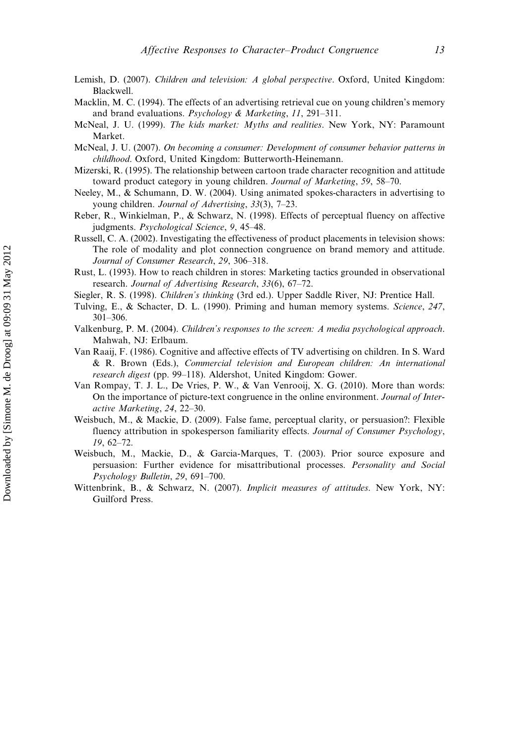Lemish, D. (2007). *Children and television: A global perspective*. Oxford, United Kingdom: Blackwell.

Macklin, M. C. (1994). The effects of an advertising retrieval cue on young children's memory and brand evaluations. *Psychology & Marketing*, *11*, 291–311.

McNeal, J. U. (1999). *The kids market: Myths and realities*. New York, NY: Paramount Market.

McNeal, J. U. (2007). *On becoming a consumer: Development of consumer behavior patterns in childhood*. Oxford, United Kingdom: Butterworth-Heinemann.

Mizerski, R. (1995). The relationship between cartoon trade character recognition and attitude toward product category in young children. *Journal of Marketing*, *59*, 58–70.

Neeley, M., & Schumann, D. W. (2004). Using animated spokes-characters in advertising to young children. *Journal of Advertising*, *33*(3), 7–23.

Reber, R., Winkielman, P., & Schwarz, N. (1998). Effects of perceptual fluency on affective judgments. *Psychological Science*, *9*, 45–48.

Russell, C. A. (2002). Investigating the effectiveness of product placements in television shows: The role of modality and plot connection congruence on brand memory and attitude. *Journal of Consumer Research*, *29*, 306–318.

Rust, L. (1993). How to reach children in stores: Marketing tactics grounded in observational research. *Journal of Advertising Research*, *33*(6), 67–72.

Siegler, R. S. (1998). *Children's thinking* (3rd ed.). Upper Saddle River, NJ: Prentice Hall.

Tulving, E., & Schacter, D. L. (1990). Priming and human memory systems. *Science*, *247*, 301–306.

Valkenburg, P. M. (2004). *Children's responses to the screen: A media psychological approach*. Mahwah, NJ: Erlbaum.

Van Raaij, F. (1986). Cognitive and affective effects of TV advertising on children. In S. Ward & R. Brown (Eds.), *Commercial television and European children: An international research digest* (pp. 99–118). Aldershot, United Kingdom: Gower.

Van Rompay, T. J. L., De Vries, P. W., & Van Venrooij, X. G. (2010). More than words: On the importance of picture-text congruence in the online environment. *Journal of Interactive Marketing*, *24*, 22–30.

Weisbuch, M., & Mackie, D. (2009). False fame, perceptual clarity, or persuasion?: Flexible fluency attribution in spokesperson familiarity effects. *Journal of Consumer Psychology*, *19*, 62–72.

Weisbuch, M., Mackie, D., & Garcia-Marques, T. (2003). Prior source exposure and persuasion: Further evidence for misattributional processes. *Personality and Social Psychology Bulletin*, *29*, 691–700.

Wittenbrink, B., & Schwarz, N. (2007). *Implicit measures of attitudes*. New York, NY: Guilford Press.